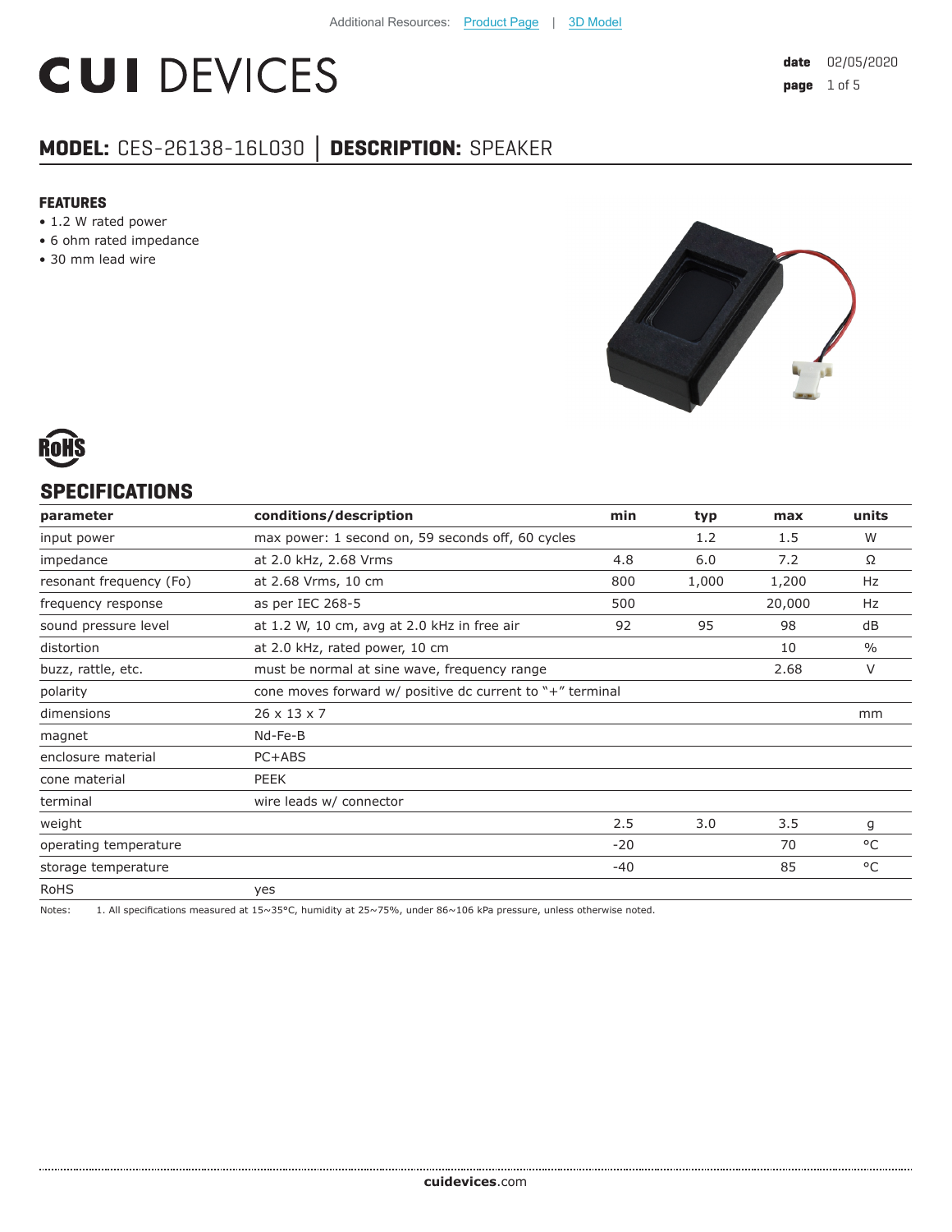Additional Resources: Product Page | 3D Model

# CUI DEVICES

**date** 02/05/2020

## MODEL: CES-26138-16L030 │ DESCRIPTION: SPEAKER

### FEATURES

- 1.2 W rated power
- 6 ohm rated impedance
- 30 mm lead wire

RoHS

## SPECIFICATIONS

| parameter | conditions/description | min | typ | max | units |
|---|---|---|---|---|---|
| input power | max power: 1 second on, 59 seconds off, 60 cycles | | 1.2 | 1.5 | W |
| impedance | at 2.0 kHz, 2.68 Vrms | 4.8 | 6.0 | 7.2 | Ω |
| resonant frequency (Fo) | at 2.68 Vrms, 10 cm | 800 | 1,000 | 1,200 | Hz |
| frequency response | as per IEC 268-5 | 500 | | 20,000 | Hz |
| sound pressure level | at 1.2 W, 10 cm, avg at 2.0 kHz in free air | 92 | 95 | 98 | dB |
| distortion | at 2.0 kHz, rated power, 10 cm | | | 10 | % |
| buzz, rattle, etc. | must be normal at sine wave, frequency range | | | 2.68 | V |
| polarity | cone moves forward w/ positive dc current to "+" terminal | | | | |
| dimensions | 26 x 13 x 7 | | | | mm |
| magnet | Nd-Fe-B | | | | |
| enclosure material | PC+ABS | | | | |
| cone material | PEEK | | | | |
| terminal | wire leads w/ connector | | | | |
| weight | | 2.5 | 3.0 | 3.5 | g |
| operating temperature | | -20 | | 70 | °C |
| storage temperature | | -40 | | 85 | °C |
| RoHS | yes | | | | |

Notes: 1. All specifications measured at 15~35°C, humidity at 25~75%, under 86~106 kPa pressure, unless otherwise noted.

cuidevices.com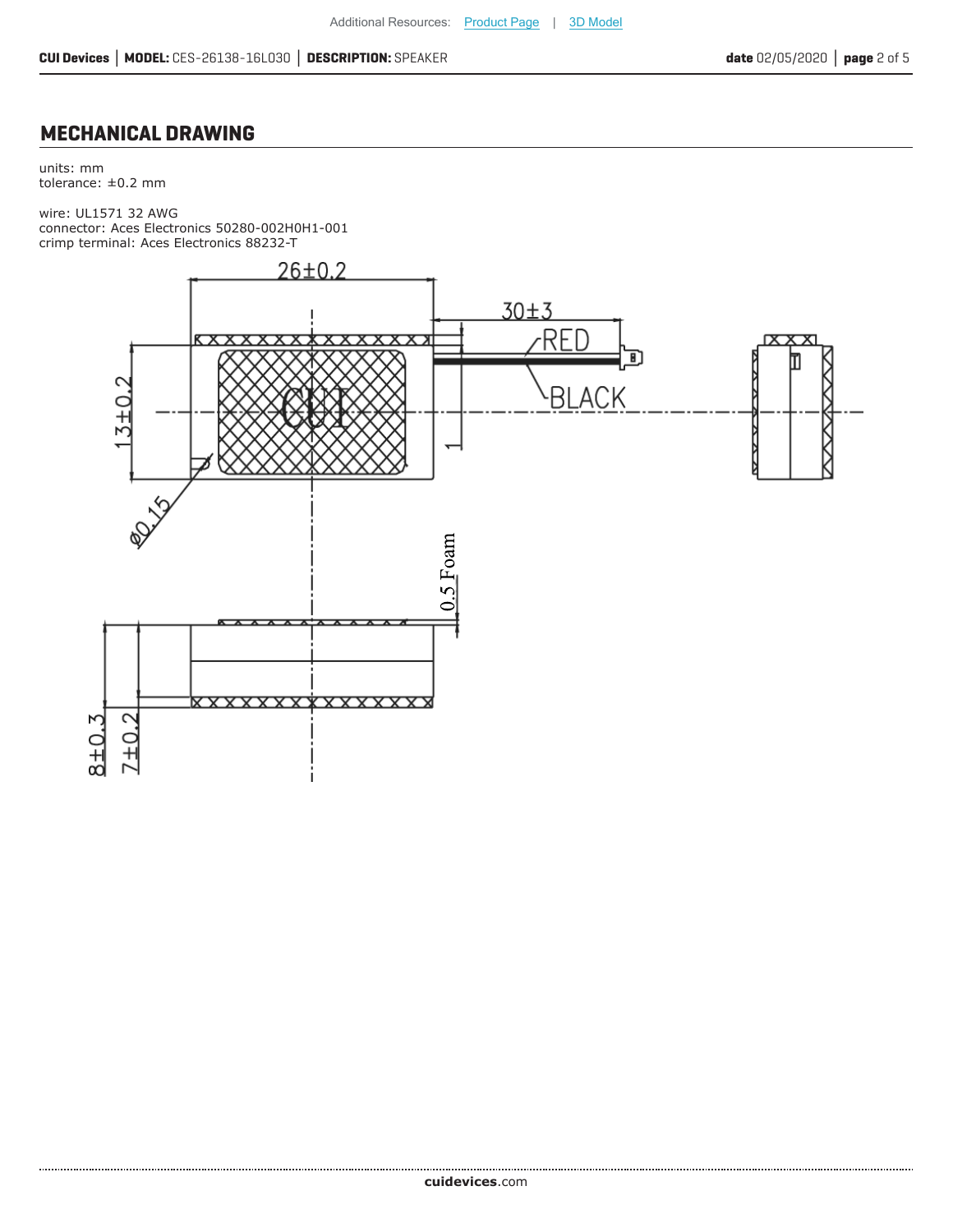## MECHANICAL DRAWING

units: mm
tolerance: ±0.2 mm

wire: UL1571 32 AWG
connector: Aces Electronics 50280-002H0H1-001
crimp terminal: Aces Electronics 88232-T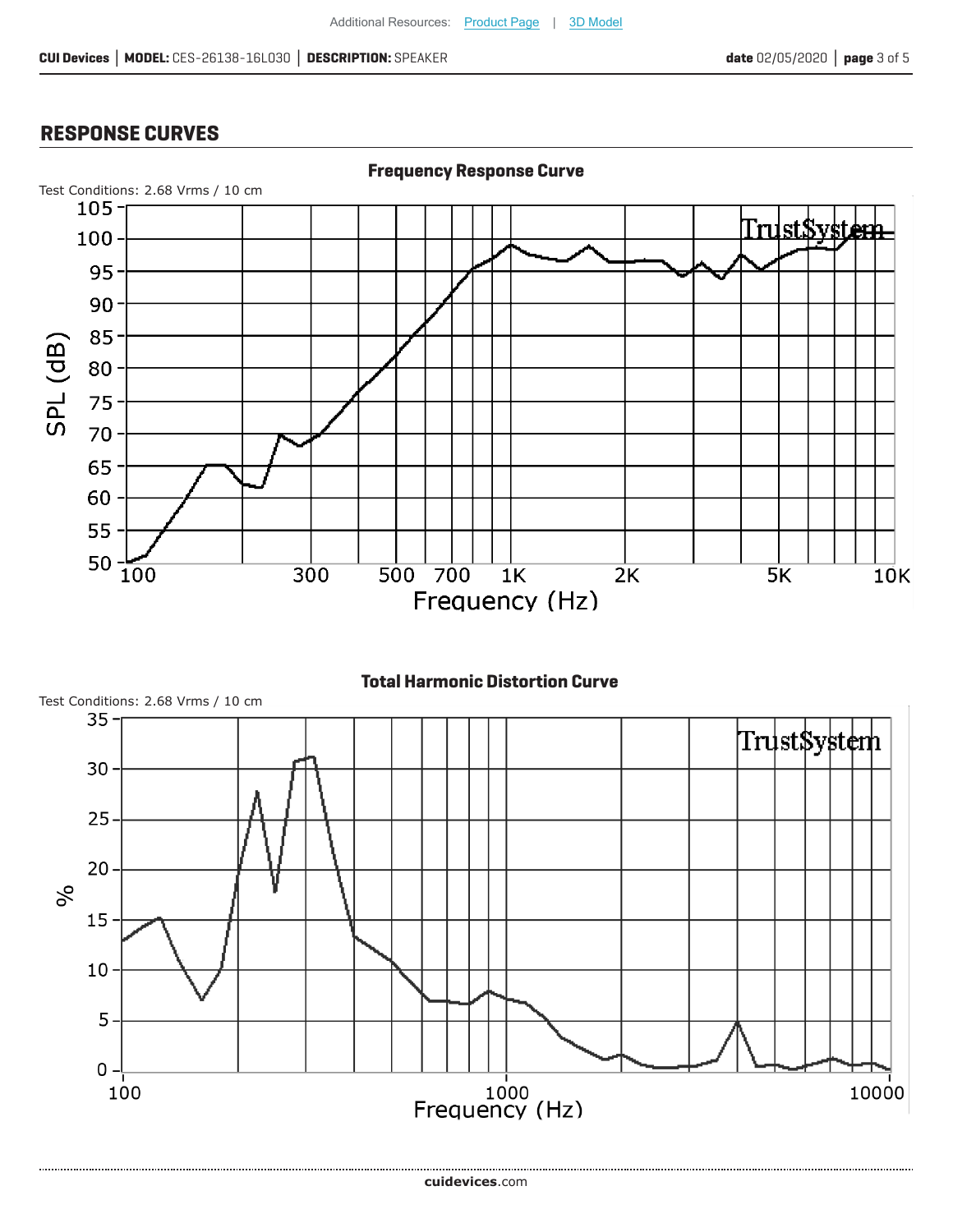## RESPONSE CURVES

**Frequency Response Curve**

Test Conditions: 2.68 Vrms / 10 cm

**Total Harmonic Distortion Curve**

Test Conditions: 2.68 Vrms / 10 cm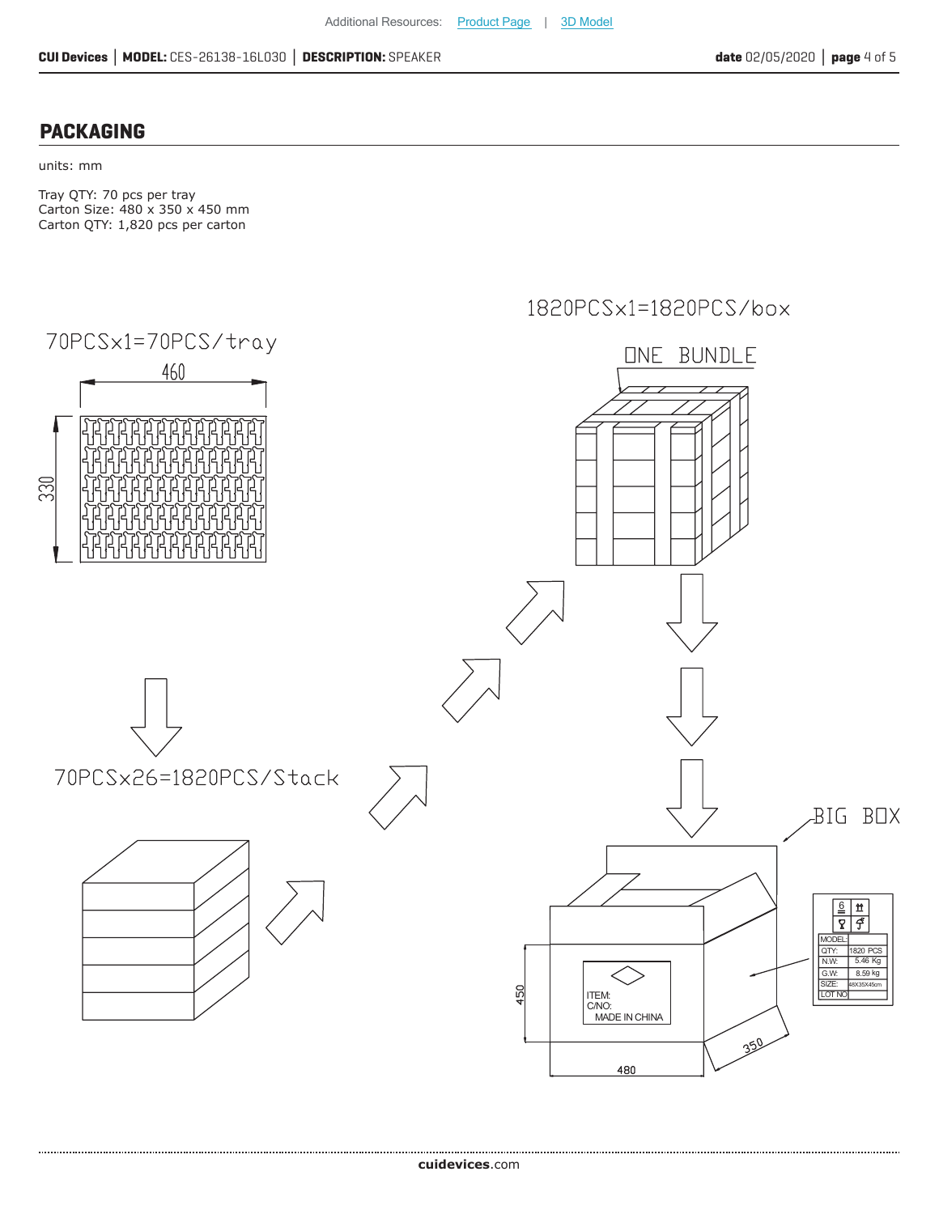## PACKAGING

units: mm

Tray QTY: 70 pcs per tray
Carton Size: 480 x 350 x 450 mm
Carton QTY: 1,820 pcs per carton

70PCSx1=70PCS/tray

460

330

70PCSx26=1820PCS/Stack

1820PCSx1=1820PCS/box

ONE BUNDLE

BIG BOX

ITEM:
C/NO:
MADE IN CHINA

450

480

350

| MODEL: | |
|---|---|
| QTY: | 1820 PCS |
| N.W: | 5.46 Kg |
| G.W: | 8.59 kg |
| SIZE: | 48X35X45cm |
| LOT NO: | |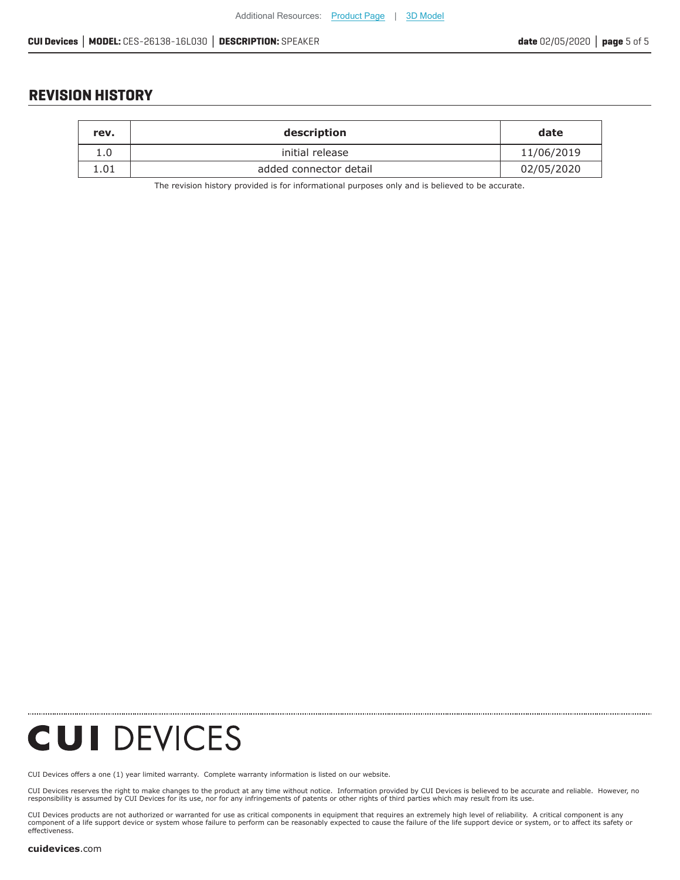## REVISION HISTORY

| rev. | description | date |
| --- | --- | --- |
| 1.0 | initial release | 11/06/2019 |
| 1.01 | added connector detail | 02/05/2020 |

The revision history provided is for informational purposes only and is believed to be accurate.

**CUI** DEVICES

CUI Devices offers a one (1) year limited warranty. Complete warranty information is listed on our website.

CUI Devices reserves the right to make changes to the product at any time without notice. Information provided by CUI Devices is believed to be accurate and reliable. However, no responsibility is assumed by CUI Devices for its use, nor for any infringements of patents or other rights of third parties which may result from its use.

CUI Devices products are not authorized or warranted for use as critical components in equipment that requires an extremely high level of reliability. A critical component is any component of a life support device or system whose failure to perform can be reasonably expected to cause the failure of the life support device or system, or to affect its safety or effectiveness.

**cuidevices**.com